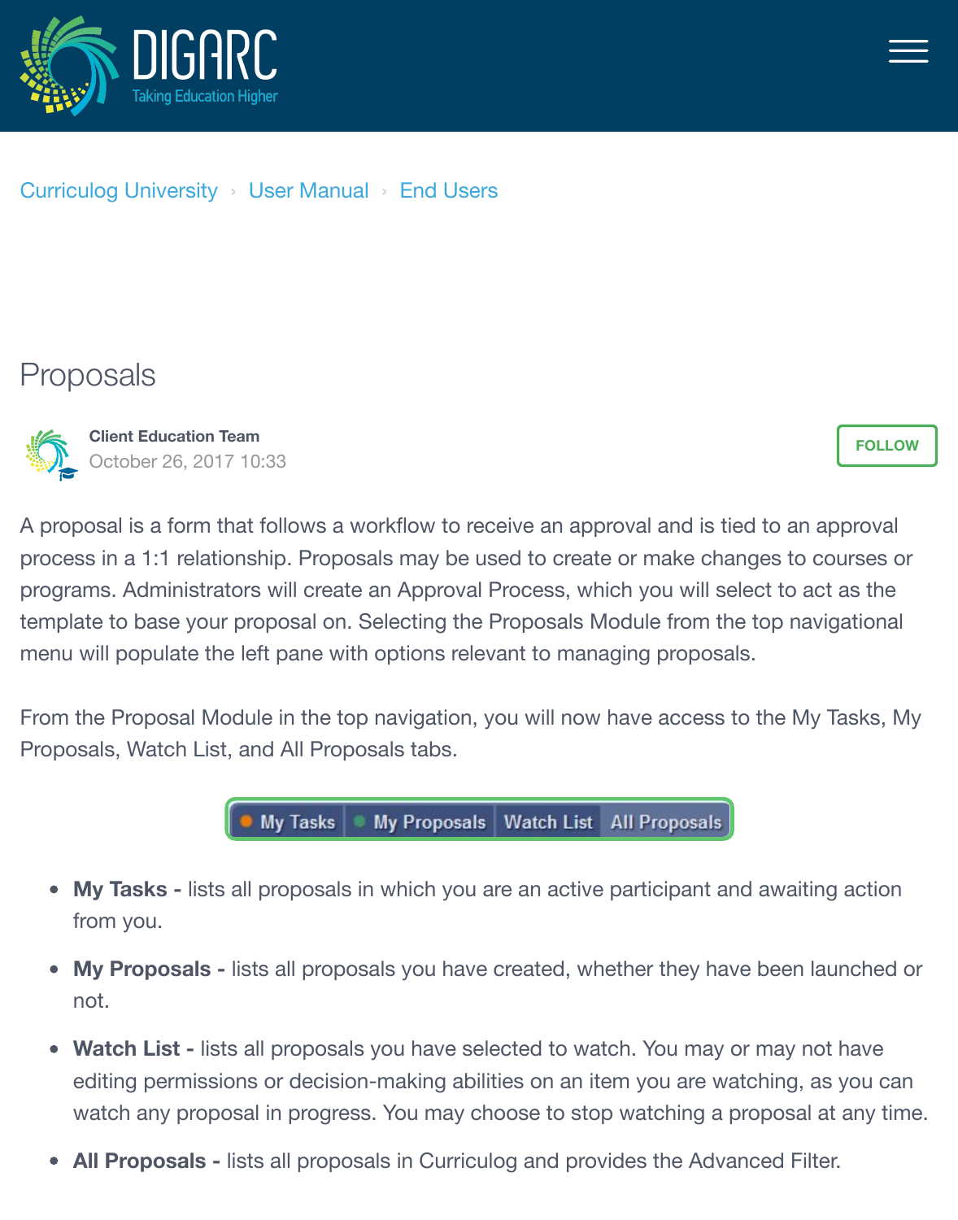Curriculog University › User Manual › End Users

# Proposals

**Client Education Team**
October 26, 2017 10:33

A proposal is a form that follows a workflow to receive an approval and is tied to an approval process in a 1:1 relationship. Proposals may be used to create or make changes to courses or programs. Administrators will create an Approval Process, which you will select to act as the template to base your proposal on. Selecting the Proposals Module from the top navigational menu will populate the left pane with options relevant to managing proposals.

From the Proposal Module in the top navigation, you will now have access to the My Tasks, My Proposals, Watch List, and All Proposals tabs.

My Tasks | My Proposals | Watch List | All Proposals

- **My Tasks -** lists all proposals in which you are an active participant and awaiting action from you.
- **My Proposals -** lists all proposals you have created, whether they have been launched or not.
- **Watch List -** lists all proposals you have selected to watch. You may or may not have editing permissions or decision-making abilities on an item you are watching, as you can watch any proposal in progress. You may choose to stop watching a proposal at any time.
- **All Proposals -** lists all proposals in Curriculog and provides the Advanced Filter.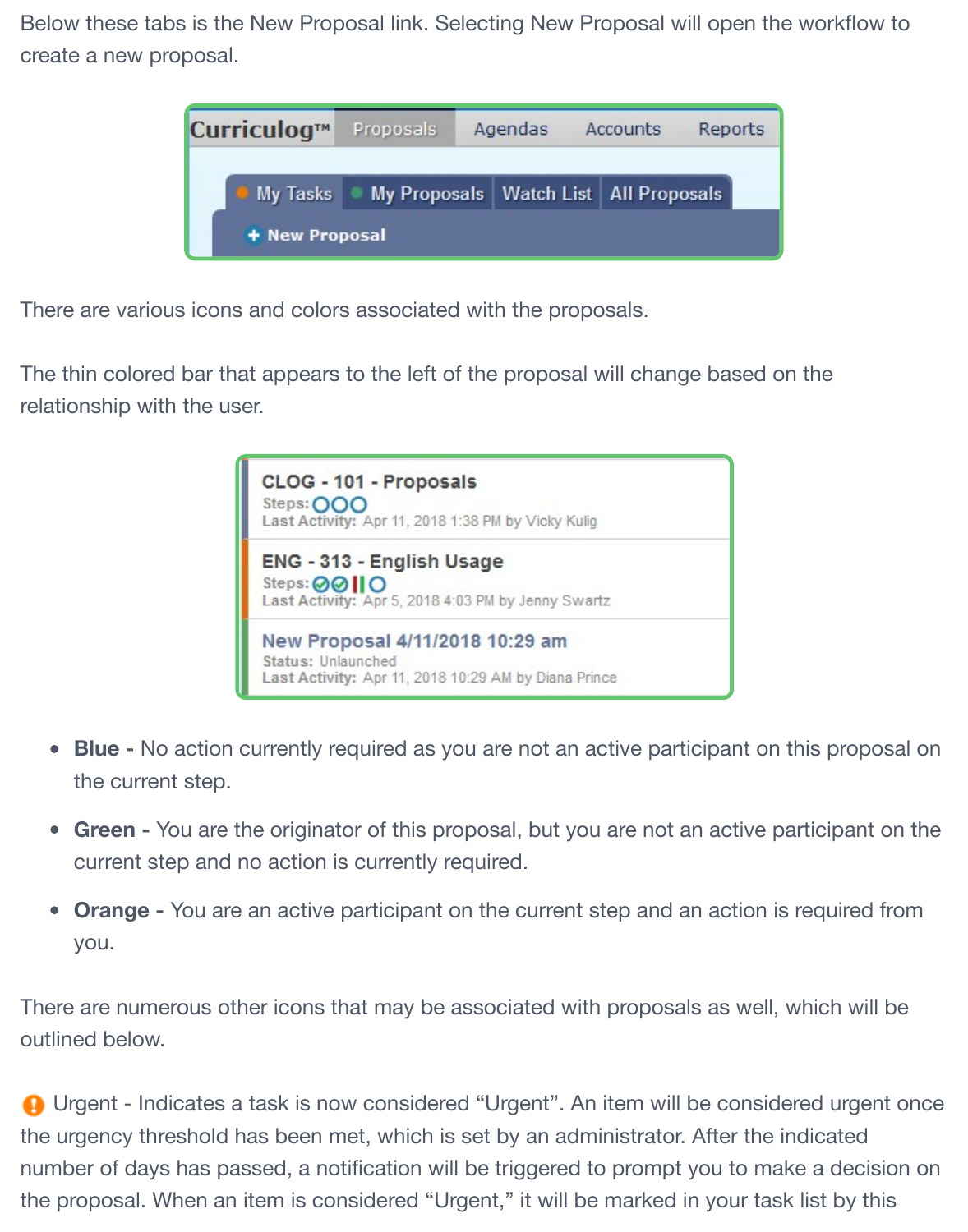Below these tabs is the New Proposal link. Selecting New Proposal will open the workflow to create a new proposal.

There are various icons and colors associated with the proposals.

The thin colored bar that appears to the left of the proposal will change based on the relationship with the user.

- **Blue -** No action currently required as you are not an active participant on this proposal on the current step.
- **Green -** You are the originator of this proposal, but you are not an active participant on the current step and no action is currently required.
- **Orange -** You are an active participant on the current step and an action is required from you.

There are numerous other icons that may be associated with proposals as well, which will be outlined below.

Urgent - Indicates a task is now considered "Urgent". An item will be considered urgent once the urgency threshold has been met, which is set by an administrator. After the indicated number of days has passed, a notification will be triggered to prompt you to make a decision on the proposal. When an item is considered "Urgent," it will be marked in your task list by this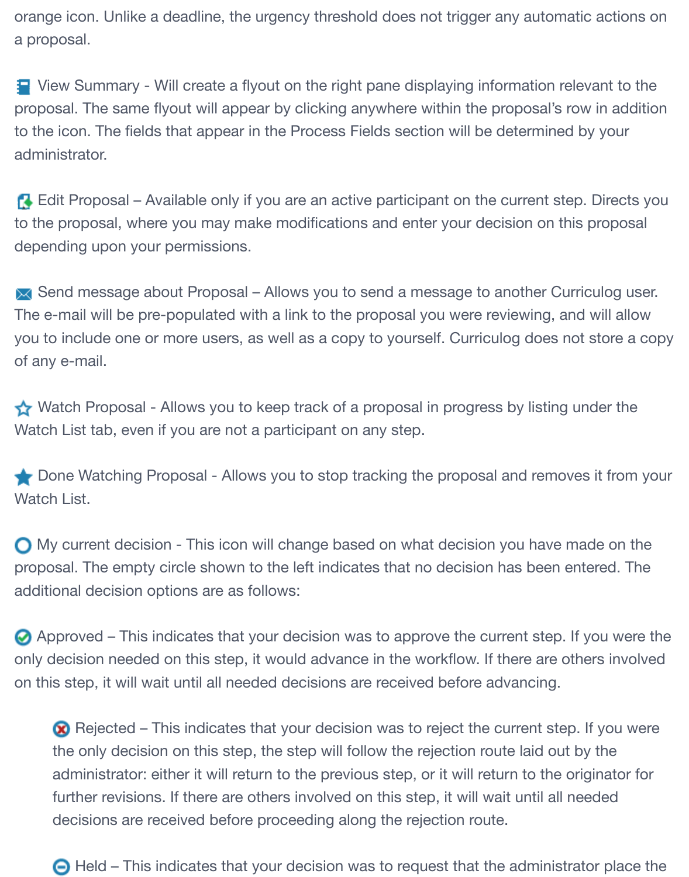orange icon. Unlike a deadline, the urgency threshold does not trigger any automatic actions on a proposal.

View Summary - Will create a flyout on the right pane displaying information relevant to the proposal. The same flyout will appear by clicking anywhere within the proposal's row in addition to the icon. The fields that appear in the Process Fields section will be determined by your administrator.

Edit Proposal – Available only if you are an active participant on the current step. Directs you to the proposal, where you may make modifications and enter your decision on this proposal depending upon your permissions.

Send message about Proposal – Allows you to send a message to another Curriculog user. The e-mail will be pre-populated with a link to the proposal you were reviewing, and will allow you to include one or more users, as well as a copy to yourself. Curriculog does not store a copy of any e-mail.

Watch Proposal - Allows you to keep track of a proposal in progress by listing under the Watch List tab, even if you are not a participant on any step.

Done Watching Proposal - Allows you to stop tracking the proposal and removes it from your Watch List.

My current decision - This icon will change based on what decision you have made on the proposal. The empty circle shown to the left indicates that no decision has been entered. The additional decision options are as follows:

Approved – This indicates that your decision was to approve the current step. If you were the only decision needed on this step, it would advance in the workflow. If there are others involved on this step, it will wait until all needed decisions are received before advancing.

> Rejected – This indicates that your decision was to reject the current step. If you were the only decision on this step, the step will follow the rejection route laid out by the administrator: either it will return to the previous step, or it will return to the originator for further revisions. If there are others involved on this step, it will wait until all needed decisions are received before proceeding along the rejection route.
>
> Held – This indicates that your decision was to request that the administrator place the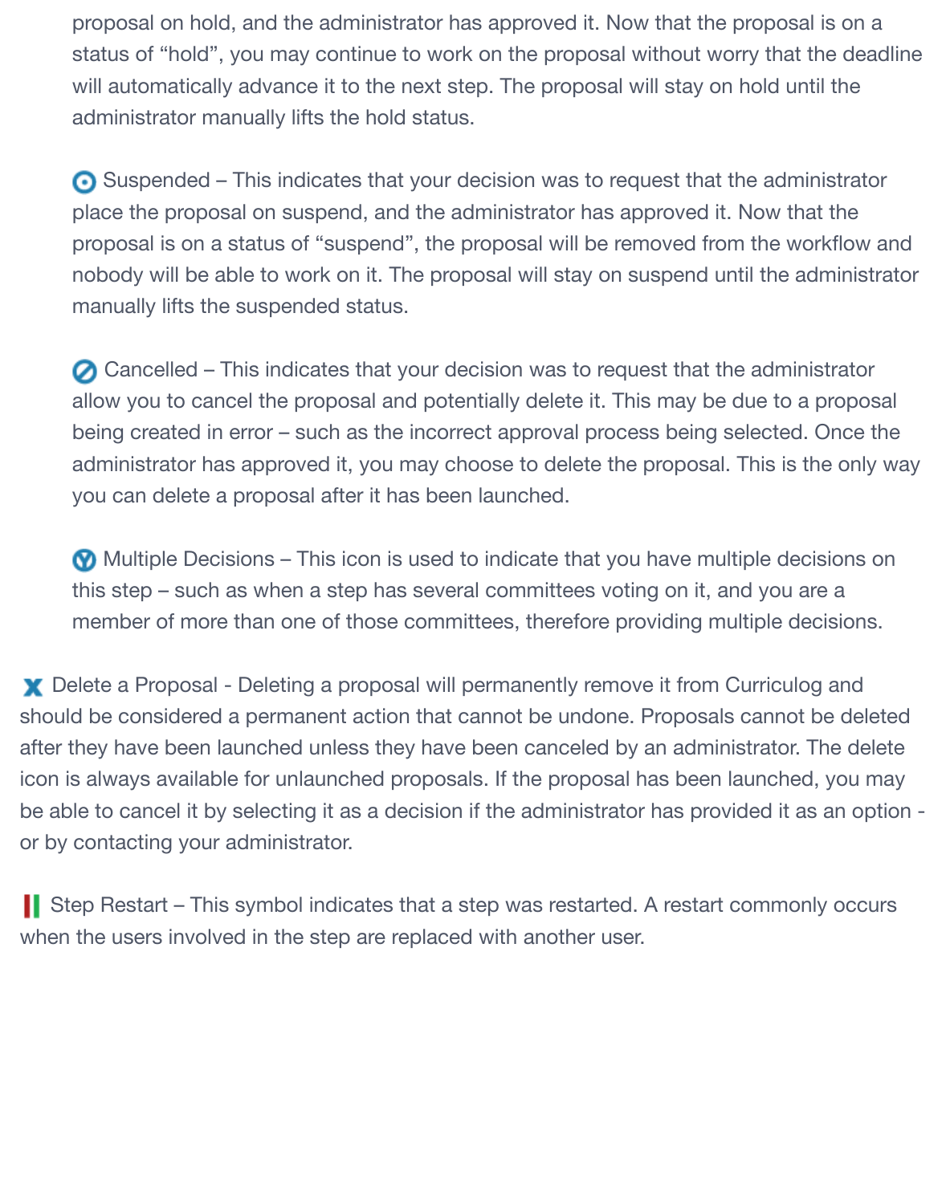proposal on hold, and the administrator has approved it. Now that the proposal is on a status of "hold", you may continue to work on the proposal without worry that the deadline will automatically advance it to the next step. The proposal will stay on hold until the administrator manually lifts the hold status.

Suspended – This indicates that your decision was to request that the administrator place the proposal on suspend, and the administrator has approved it. Now that the proposal is on a status of "suspend", the proposal will be removed from the workflow and nobody will be able to work on it. The proposal will stay on suspend until the administrator manually lifts the suspended status.

Cancelled – This indicates that your decision was to request that the administrator allow you to cancel the proposal and potentially delete it. This may be due to a proposal being created in error – such as the incorrect approval process being selected. Once the administrator has approved it, you may choose to delete the proposal. This is the only way you can delete a proposal after it has been launched.

Multiple Decisions – This icon is used to indicate that you have multiple decisions on this step – such as when a step has several committees voting on it, and you are a member of more than one of those committees, therefore providing multiple decisions.

Delete a Proposal - Deleting a proposal will permanently remove it from Curriculog and should be considered a permanent action that cannot be undone. Proposals cannot be deleted after they have been launched unless they have been canceled by an administrator. The delete icon is always available for unlaunched proposals. If the proposal has been launched, you may be able to cancel it by selecting it as a decision if the administrator has provided it as an option - or by contacting your administrator.

Step Restart – This symbol indicates that a step was restarted. A restart commonly occurs when the users involved in the step are replaced with another user.